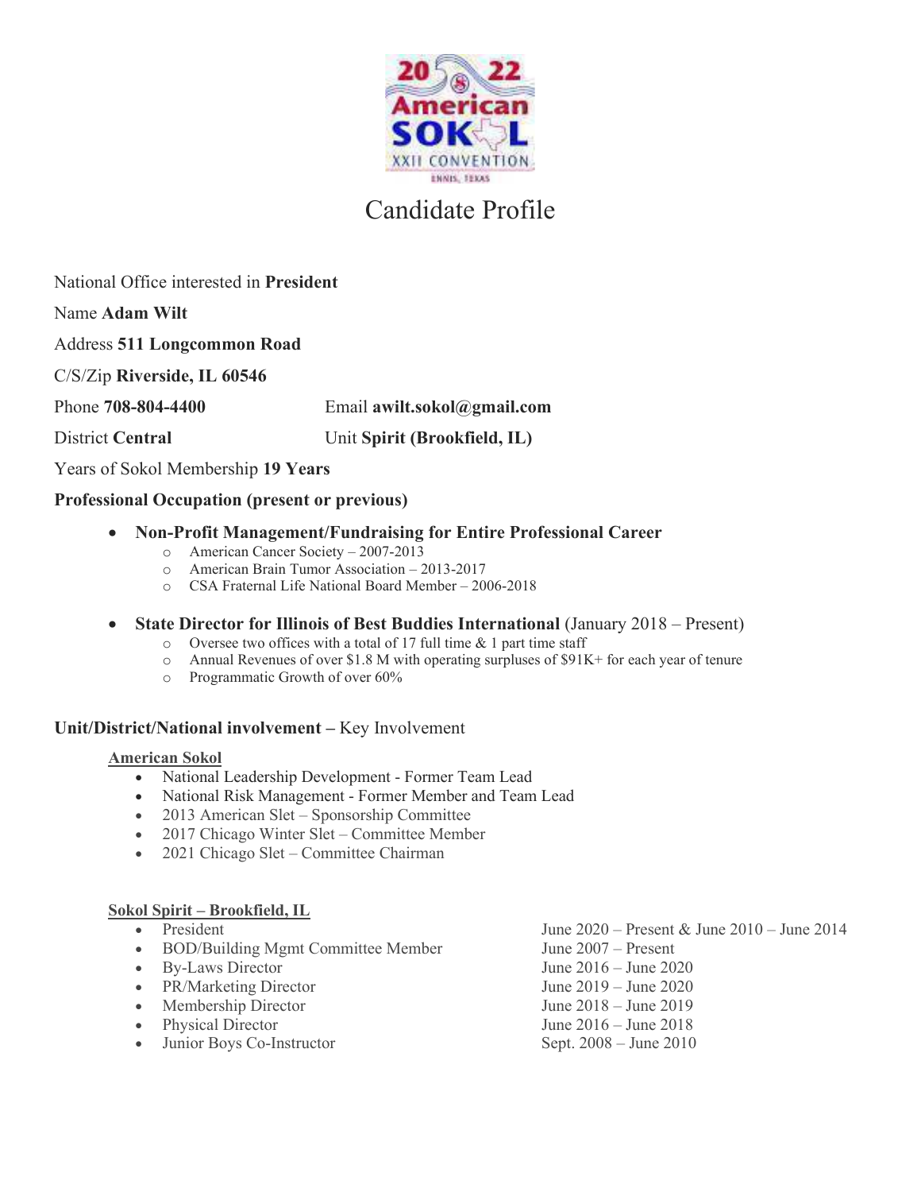# Candidate Profile

National Office interested in **President**

Name **Adam Wilt**

Address **511 Longcommon Road**

C/S/Zip **Riverside, IL 60546**

Phone **708-804-4400** Email **awilt.sokol@gmail.com**

District **Central** Unit **Spirit (Brookfield, IL)**

Years of Sokol Membership **19 Years**

**Professional Occupation (present or previous)**

- **Non-Profit Management/Fundraising for Entire Professional Career**
  - American Cancer Society – 2007-2013
  - American Brain Tumor Association – 2013-2017
  - CSA Fraternal Life National Board Member – 2006-2018
- **State Director for Illinois of Best Buddies International** (January 2018 – Present)
  - Oversee two offices with a total of 17 full time & 1 part time staff
  - Annual Revenues of over $1.8 M with operating surpluses of $91K+ for each year of tenure
  - Programmatic Growth of over 60%

**Unit/District/National involvement –** Key Involvement

<u>**American Sokol**</u>

- National Leadership Development - Former Team Lead
- National Risk Management - Former Member and Team Lead
- 2013 American Slet – Sponsorship Committee
- 2017 Chicago Winter Slet – Committee Member
- 2021 Chicago Slet – Committee Chairman

<u>**Sokol Spirit – Brookfield, IL**</u>

| Role | Dates |
| --- | --- |
| President | June 2020 – Present & June 2010 – June 2014 |
| BOD/Building Mgmt Committee Member | June 2007 – Present |
| By-Laws Director | June 2016 – June 2020 |
| PR/Marketing Director | June 2019 – June 2020 |
| Membership Director | June 2018 – June 2019 |
| Physical Director | June 2016 – June 2018 |
| Junior Boys Co-Instructor | Sept. 2008 – June 2010 |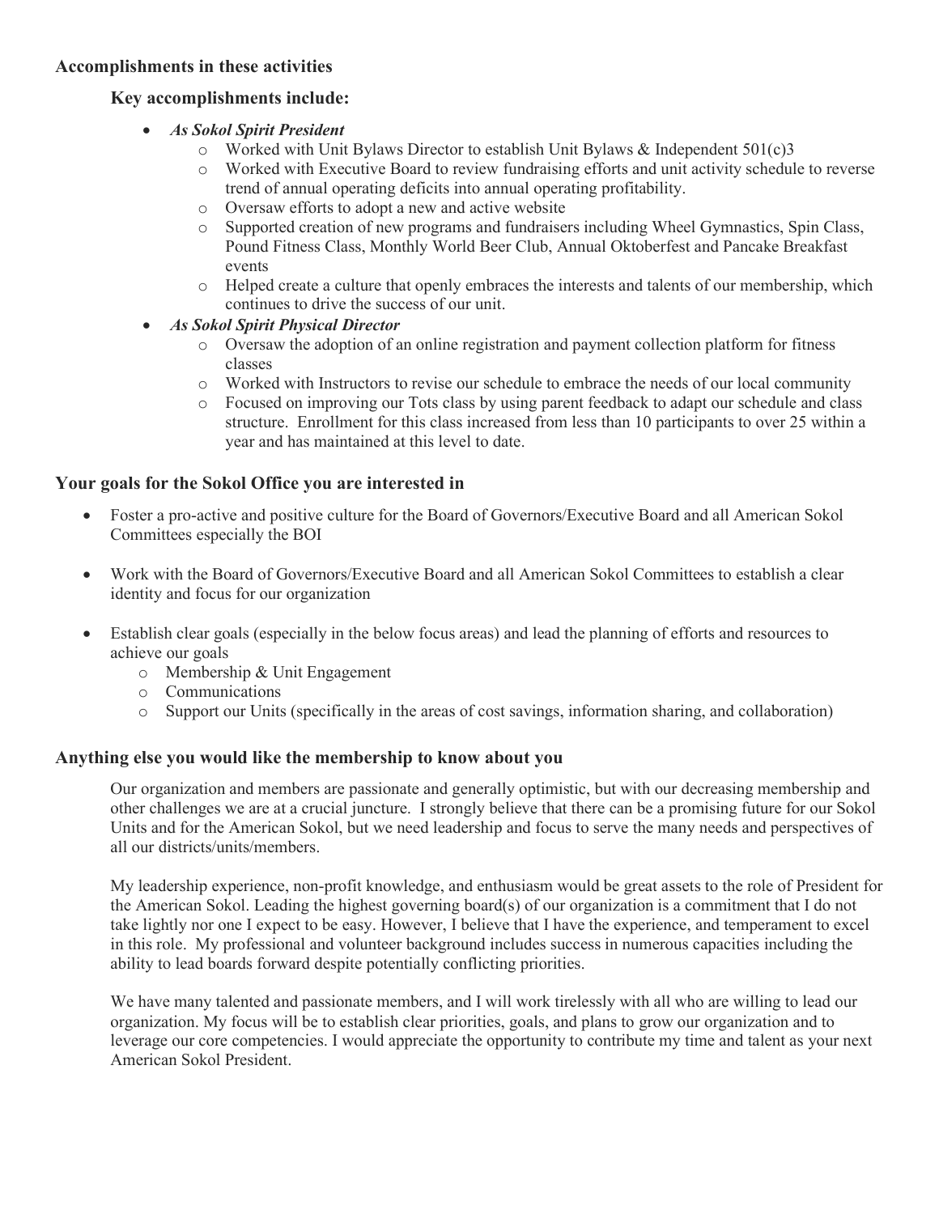### Accomplishments in these activities

#### Key accomplishments include:

- ***As Sokol Spirit President***
  - Worked with Unit Bylaws Director to establish Unit Bylaws & Independent 501(c)3
  - Worked with Executive Board to review fundraising efforts and unit activity schedule to reverse trend of annual operating deficits into annual operating profitability.
  - Oversaw efforts to adopt a new and active website
  - Supported creation of new programs and fundraisers including Wheel Gymnastics, Spin Class, Pound Fitness Class, Monthly World Beer Club, Annual Oktoberfest and Pancake Breakfast events
  - Helped create a culture that openly embraces the interests and talents of our membership, which continues to drive the success of our unit.
- ***As Sokol Spirit Physical Director***
  - Oversaw the adoption of an online registration and payment collection platform for fitness classes
  - Worked with Instructors to revise our schedule to embrace the needs of our local community
  - Focused on improving our Tots class by using parent feedback to adapt our schedule and class structure. Enrollment for this class increased from less than 10 participants to over 25 within a year and has maintained at this level to date.

### Your goals for the Sokol Office you are interested in

- Foster a pro-active and positive culture for the Board of Governors/Executive Board and all American Sokol Committees especially the BOI
- Work with the Board of Governors/Executive Board and all American Sokol Committees to establish a clear identity and focus for our organization
- Establish clear goals (especially in the below focus areas) and lead the planning of efforts and resources to achieve our goals
  - Membership & Unit Engagement
  - Communications
  - Support our Units (specifically in the areas of cost savings, information sharing, and collaboration)

### Anything else you would like the membership to know about you

Our organization and members are passionate and generally optimistic, but with our decreasing membership and other challenges we are at a crucial juncture. I strongly believe that there can be a promising future for our Sokol Units and for the American Sokol, but we need leadership and focus to serve the many needs and perspectives of all our districts/units/members.

My leadership experience, non-profit knowledge, and enthusiasm would be great assets to the role of President for the American Sokol. Leading the highest governing board(s) of our organization is a commitment that I do not take lightly nor one I expect to be easy. However, I believe that I have the experience, and temperament to excel in this role. My professional and volunteer background includes success in numerous capacities including the ability to lead boards forward despite potentially conflicting priorities.

We have many talented and passionate members, and I will work tirelessly with all who are willing to lead our organization. My focus will be to establish clear priorities, goals, and plans to grow our organization and to leverage our core competencies. I would appreciate the opportunity to contribute my time and talent as your next American Sokol President.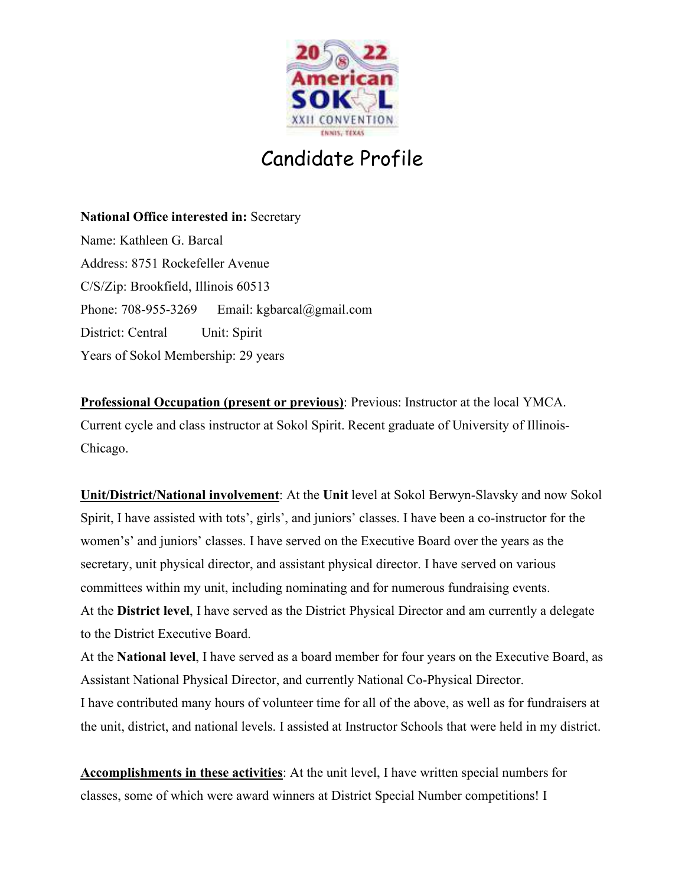# Candidate Profile

**National Office interested in:** Secretary

Name: Kathleen G. Barcal

Address: 8751 Rockefeller Avenue

C/S/Zip: Brookfield, Illinois 60513

Phone: 708-955-3269 Email: kgbarcal@gmail.com

District: Central Unit: Spirit

Years of Sokol Membership: 29 years

**Professional Occupation (present or previous)**: Previous: Instructor at the local YMCA. Current cycle and class instructor at Sokol Spirit. Recent graduate of University of Illinois-Chicago.

**Unit/District/National involvement**: At the **Unit** level at Sokol Berwyn-Slavsky and now Sokol Spirit, I have assisted with tots', girls', and juniors' classes. I have been a co-instructor for the women's' and juniors' classes. I have served on the Executive Board over the years as the secretary, unit physical director, and assistant physical director. I have served on various committees within my unit, including nominating and for numerous fundraising events.

At the **District level**, I have served as the District Physical Director and am currently a delegate to the District Executive Board.

At the **National level**, I have served as a board member for four years on the Executive Board, as Assistant National Physical Director, and currently National Co-Physical Director.

I have contributed many hours of volunteer time for all of the above, as well as for fundraisers at the unit, district, and national levels. I assisted at Instructor Schools that were held in my district.

**Accomplishments in these activities**: At the unit level, I have written special numbers for classes, some of which were award winners at District Special Number competitions! I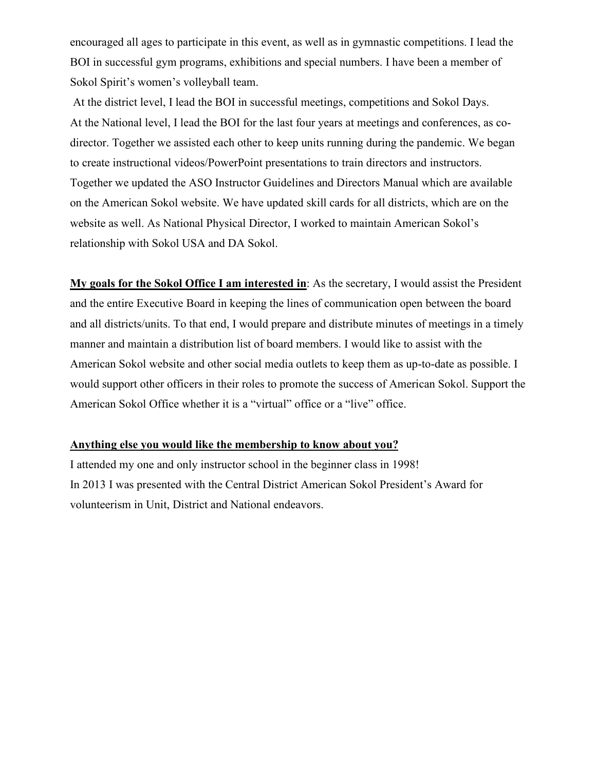encouraged all ages to participate in this event, as well as in gymnastic competitions. I lead the BOI in successful gym programs, exhibitions and special numbers. I have been a member of Sokol Spirit's women's volleyball team.

At the district level, I lead the BOI in successful meetings, competitions and Sokol Days.
At the National level, I lead the BOI for the last four years at meetings and conferences, as co-director. Together we assisted each other to keep units running during the pandemic. We began to create instructional videos/PowerPoint presentations to train directors and instructors. Together we updated the ASO Instructor Guidelines and Directors Manual which are available on the American Sokol website. We have updated skill cards for all districts, which are on the website as well. As National Physical Director, I worked to maintain American Sokol's relationship with Sokol USA and DA Sokol.

**<u>My goals for the Sokol Office I am interested in</u>**: As the secretary, I would assist the President and the entire Executive Board in keeping the lines of communication open between the board and all districts/units. To that end, I would prepare and distribute minutes of meetings in a timely manner and maintain a distribution list of board members. I would like to assist with the American Sokol website and other social media outlets to keep them as up-to-date as possible. I would support other officers in their roles to promote the success of American Sokol. Support the American Sokol Office whether it is a "virtual" office or a "live" office.

**<u>Anything else you would like the membership to know about you?</u>**

I attended my one and only instructor school in the beginner class in 1998!
In 2013 I was presented with the Central District American Sokol President's Award for volunteerism in Unit, District and National endeavors.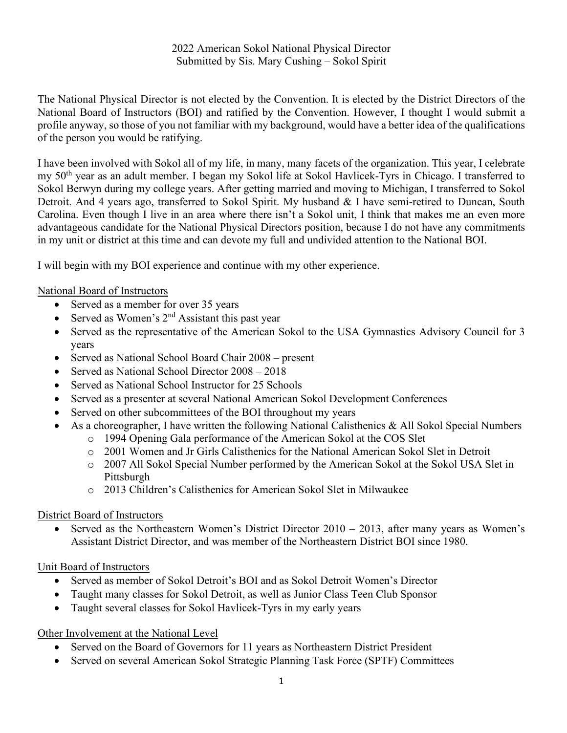2022 American Sokol National Physical Director
Submitted by Sis. Mary Cushing – Sokol Spirit

The National Physical Director is not elected by the Convention. It is elected by the District Directors of the National Board of Instructors (BOI) and ratified by the Convention. However, I thought I would submit a profile anyway, so those of you not familiar with my background, would have a better idea of the qualifications of the person you would be ratifying.

I have been involved with Sokol all of my life, in many, many facets of the organization. This year, I celebrate my 50th year as an adult member. I began my Sokol life at Sokol Havlicek-Tyrs in Chicago. I transferred to Sokol Berwyn during my college years. After getting married and moving to Michigan, I transferred to Sokol Detroit. And 4 years ago, transferred to Sokol Spirit. My husband & I have semi-retired to Duncan, South Carolina. Even though I live in an area where there isn't a Sokol unit, I think that makes me an even more advantageous candidate for the National Physical Directors position, because I do not have any commitments in my unit or district at this time and can devote my full and undivided attention to the National BOI.

I will begin with my BOI experience and continue with my other experience.

National Board of Instructors

- Served as a member for over 35 years
- Served as Women's 2nd Assistant this past year
- Served as the representative of the American Sokol to the USA Gymnastics Advisory Council for 3 years
- Served as National School Board Chair 2008 – present
- Served as National School Director 2008 – 2018
- Served as National School Instructor for 25 Schools
- Served as a presenter at several National American Sokol Development Conferences
- Served on other subcommittees of the BOI throughout my years
- As a choreographer, I have written the following National Calisthenics & All Sokol Special Numbers
  - 1994 Opening Gala performance of the American Sokol at the COS Slet
  - 2001 Women and Jr Girls Calisthenics for the National American Sokol Slet in Detroit
  - 2007 All Sokol Special Number performed by the American Sokol at the Sokol USA Slet in Pittsburgh
  - 2013 Children's Calisthenics for American Sokol Slet in Milwaukee

District Board of Instructors

- Served as the Northeastern Women's District Director 2010 – 2013, after many years as Women's Assistant District Director, and was member of the Northeastern District BOI since 1980.

Unit Board of Instructors

- Served as member of Sokol Detroit's BOI and as Sokol Detroit Women's Director
- Taught many classes for Sokol Detroit, as well as Junior Class Teen Club Sponsor
- Taught several classes for Sokol Havlicek-Tyrs in my early years

Other Involvement at the National Level

- Served on the Board of Governors for 11 years as Northeastern District President
- Served on several American Sokol Strategic Planning Task Force (SPTF) Committees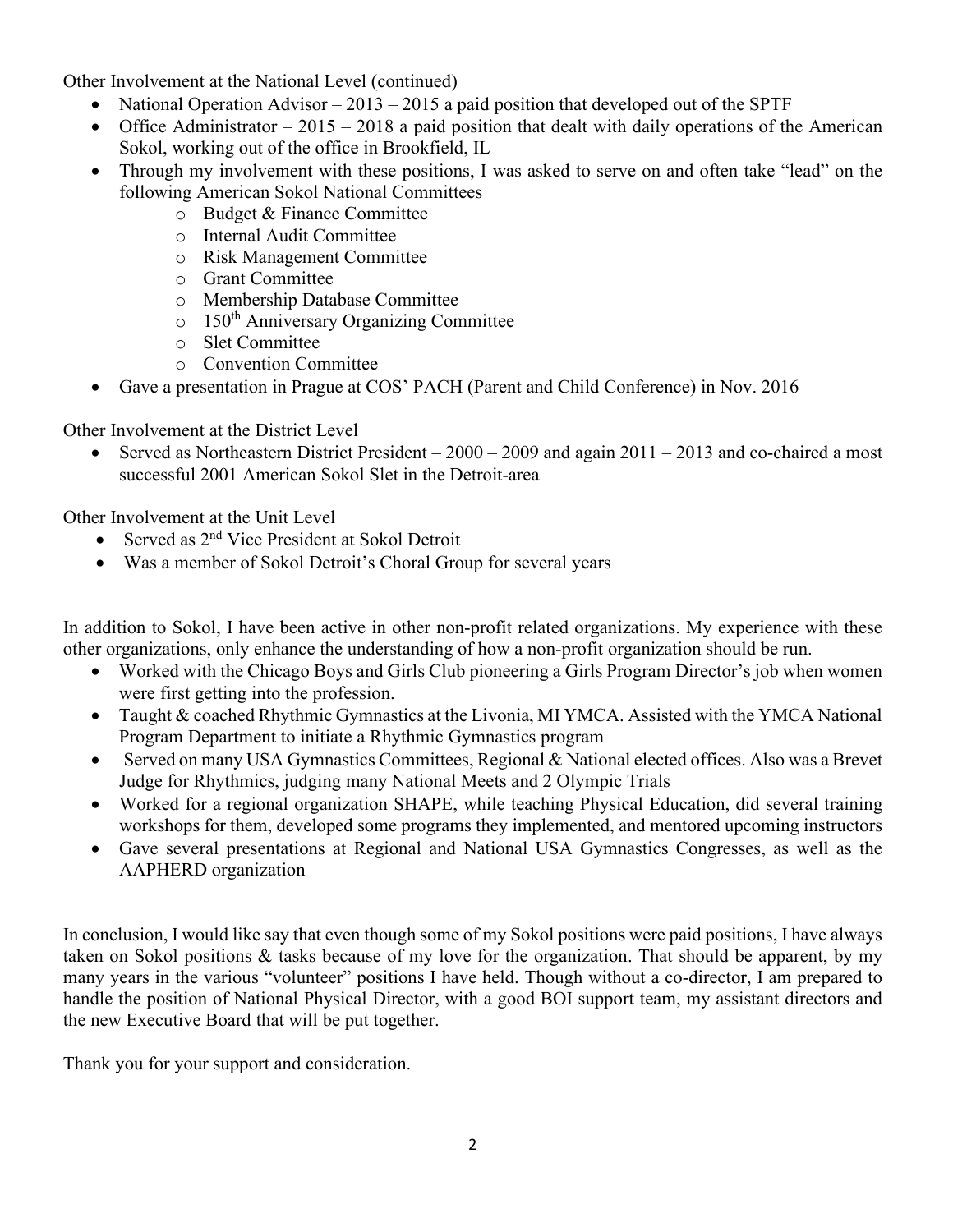Other Involvement at the National Level (continued)

- National Operation Advisor – 2013 – 2015 a paid position that developed out of the SPTF
- Office Administrator – 2015 – 2018 a paid position that dealt with daily operations of the American Sokol, working out of the office in Brookfield, IL
- Through my involvement with these positions, I was asked to serve on and often take "lead" on the following American Sokol National Committees
    - Budget & Finance Committee
    - Internal Audit Committee
    - Risk Management Committee
    - Grant Committee
    - Membership Database Committee
    - 150th Anniversary Organizing Committee
    - Slet Committee
    - Convention Committee
- Gave a presentation in Prague at COS' PACH (Parent and Child Conference) in Nov. 2016

Other Involvement at the District Level

- Served as Northeastern District President – 2000 – 2009 and again 2011 – 2013 and co-chaired a most successful 2001 American Sokol Slet in the Detroit-area

Other Involvement at the Unit Level

- Served as 2nd Vice President at Sokol Detroit
- Was a member of Sokol Detroit's Choral Group for several years

In addition to Sokol, I have been active in other non-profit related organizations. My experience with these other organizations, only enhance the understanding of how a non-profit organization should be run.

- Worked with the Chicago Boys and Girls Club pioneering a Girls Program Director's job when women were first getting into the profession.
- Taught & coached Rhythmic Gymnastics at the Livonia, MI YMCA. Assisted with the YMCA National Program Department to initiate a Rhythmic Gymnastics program
- Served on many USA Gymnastics Committees, Regional & National elected offices. Also was a Brevet Judge for Rhythmics, judging many National Meets and 2 Olympic Trials
- Worked for a regional organization SHAPE, while teaching Physical Education, did several training workshops for them, developed some programs they implemented, and mentored upcoming instructors
- Gave several presentations at Regional and National USA Gymnastics Congresses, as well as the AAPHERD organization

In conclusion, I would like say that even though some of my Sokol positions were paid positions, I have always taken on Sokol positions & tasks because of my love for the organization. That should be apparent, by my many years in the various "volunteer" positions I have held. Though without a co-director, I am prepared to handle the position of National Physical Director, with a good BOI support team, my assistant directors and the new Executive Board that will be put together.

Thank you for your support and consideration.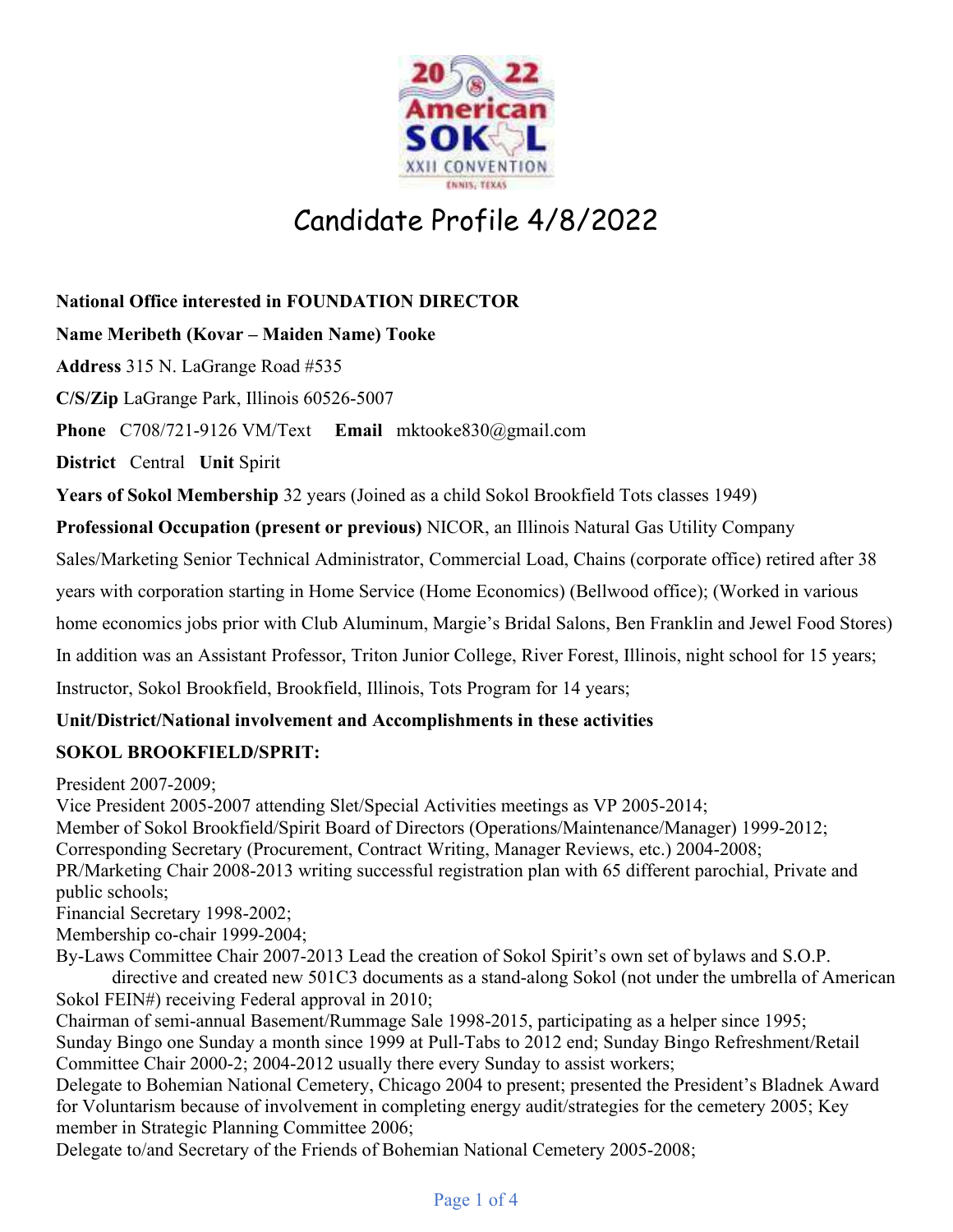# Candidate Profile 4/8/2022

**National Office interested in FOUNDATION DIRECTOR**

**Name Meribeth (Kovar – Maiden Name) Tooke**

**Address** 315 N. LaGrange Road #535

**C/S/Zip** LaGrange Park, Illinois 60526-5007

**Phone** C708/721-9126 VM/Text **Email** mktooke830@gmail.com

**District** Central **Unit** Spirit

**Years of Sokol Membership** 32 years (Joined as a child Sokol Brookfield Tots classes 1949)

**Professional Occupation (present or previous)** NICOR, an Illinois Natural Gas Utility Company Sales/Marketing Senior Technical Administrator, Commercial Load, Chains (corporate office) retired after 38 years with corporation starting in Home Service (Home Economics) (Bellwood office); (Worked in various home economics jobs prior with Club Aluminum, Margie's Bridal Salons, Ben Franklin and Jewel Food Stores) In addition was an Assistant Professor, Triton Junior College, River Forest, Illinois, night school for 15 years; Instructor, Sokol Brookfield, Brookfield, Illinois, Tots Program for 14 years;

**Unit/District/National involvement and Accomplishments in these activities**

**SOKOL BROOKFIELD/SPRIT:**

President 2007-2009;
Vice President 2005-2007 attending Slet/Special Activities meetings as VP 2005-2014;
Member of Sokol Brookfield/Spirit Board of Directors (Operations/Maintenance/Manager) 1999-2012;
Corresponding Secretary (Procurement, Contract Writing, Manager Reviews, etc.) 2004-2008;
PR/Marketing Chair 2008-2013 writing successful registration plan with 65 different parochial, Private and public schools;
Financial Secretary 1998-2002;
Membership co-chair 1999-2004;
By-Laws Committee Chair 2007-2013 Lead the creation of Sokol Spirit's own set of bylaws and S.O.P. directive and created new 501C3 documents as a stand-along Sokol (not under the umbrella of American Sokol FEIN#) receiving Federal approval in 2010;
Chairman of semi-annual Basement/Rummage Sale 1998-2015, participating as a helper since 1995;
Sunday Bingo one Sunday a month since 1999 at Pull-Tabs to 2012 end; Sunday Bingo Refreshment/Retail Committee Chair 2000-2; 2004-2012 usually there every Sunday to assist workers;
Delegate to Bohemian National Cemetery, Chicago 2004 to present; presented the President's Bladnek Award for Voluntarism because of involvement in completing energy audit/strategies for the cemetery 2005; Key member in Strategic Planning Committee 2006;
Delegate to/and Secretary of the Friends of Bohemian National Cemetery 2005-2008;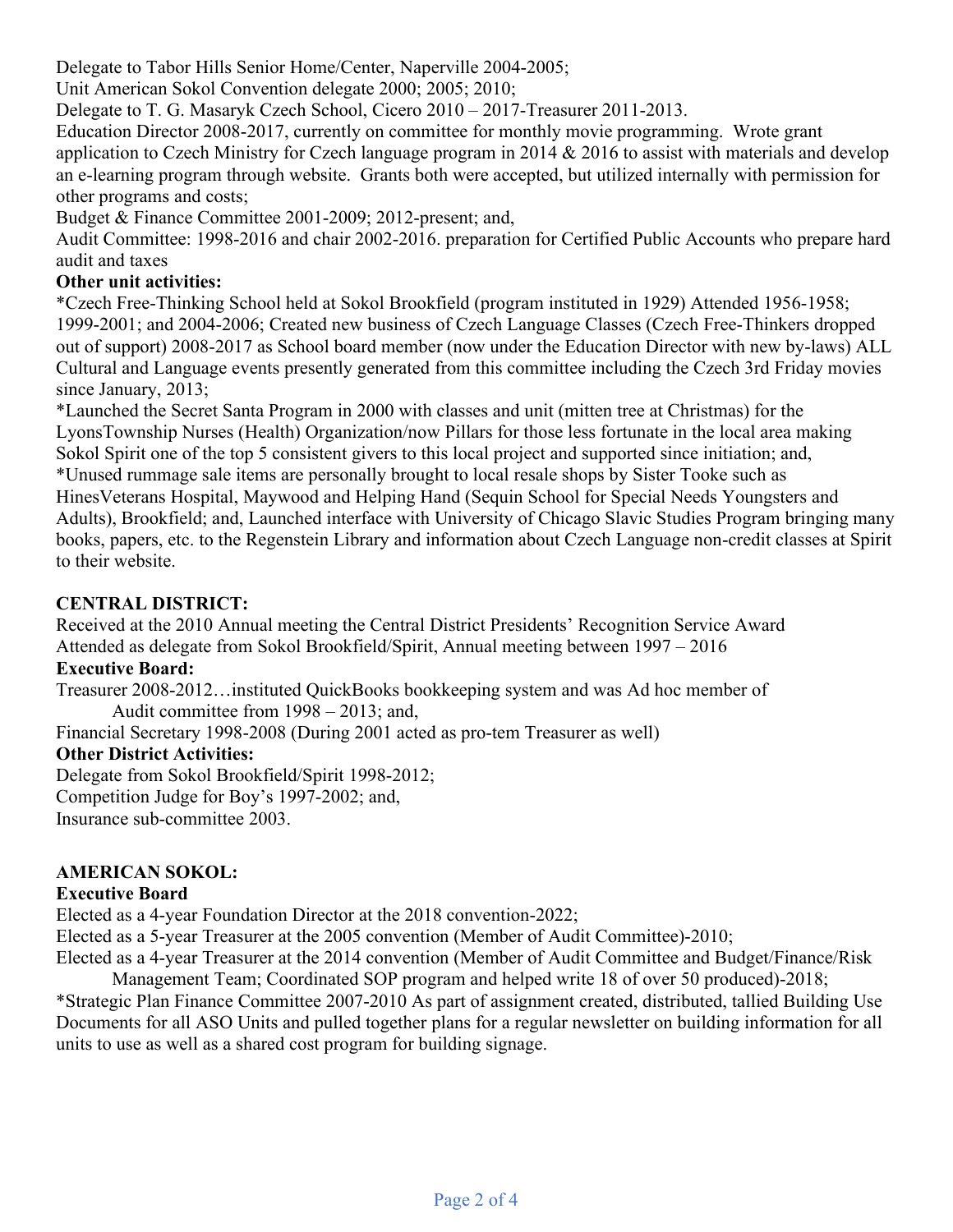Delegate to Tabor Hills Senior Home/Center, Naperville 2004-2005;

Unit American Sokol Convention delegate 2000; 2005; 2010;

Delegate to T. G. Masaryk Czech School, Cicero 2010 – 2017-Treasurer 2011-2013.

Education Director 2008-2017, currently on committee for monthly movie programming. Wrote grant application to Czech Ministry for Czech language program in 2014 & 2016 to assist with materials and develop an e-learning program through website. Grants both were accepted, but utilized internally with permission for other programs and costs;

Budget & Finance Committee 2001-2009; 2012-present; and,

Audit Committee: 1998-2016 and chair 2002-2016. preparation for Certified Public Accounts who prepare hard audit and taxes

**Other unit activities:**

*Czech Free-Thinking School held at Sokol Brookfield (program instituted in 1929) Attended 1956-1958; 1999-2001; and 2004-2006; Created new business of Czech Language Classes (Czech Free-Thinkers dropped out of support) 2008-2017 as School board member (now under the Education Director with new by-laws) ALL Cultural and Language events presently generated from this committee including the Czech 3rd Friday movies since January, 2013;

*Launched the Secret Santa Program in 2000 with classes and unit (mitten tree at Christmas) for the LyonsTownship Nurses (Health) Organization/now Pillars for those less fortunate in the local area making Sokol Spirit one of the top 5 consistent givers to this local project and supported since initiation; and,

*Unused rummage sale items are personally brought to local resale shops by Sister Tooke such as HinesVeterans Hospital, Maywood and Helping Hand (Sequin School for Special Needs Youngsters and Adults), Brookfield; and, Launched interface with University of Chicago Slavic Studies Program bringing many books, papers, etc. to the Regenstein Library and information about Czech Language non-credit classes at Spirit to their website.

**CENTRAL DISTRICT:**

Received at the 2010 Annual meeting the Central District Presidents' Recognition Service Award

Attended as delegate from Sokol Brookfield/Spirit, Annual meeting between 1997 – 2016

**Executive Board:**

Treasurer 2008-2012…instituted QuickBooks bookkeeping system and was Ad hoc member of Audit committee from 1998 – 2013; and,

Financial Secretary 1998-2008 (During 2001 acted as pro-tem Treasurer as well)

**Other District Activities:**

Delegate from Sokol Brookfield/Spirit 1998-2012;

Competition Judge for Boy's 1997-2002; and,

Insurance sub-committee 2003.

**AMERICAN SOKOL:**

**Executive Board**

Elected as a 4-year Foundation Director at the 2018 convention-2022;

Elected as a 5-year Treasurer at the 2005 convention (Member of Audit Committee)-2010;

Elected as a 4-year Treasurer at the 2014 convention (Member of Audit Committee and Budget/Finance/Risk Management Team; Coordinated SOP program and helped write 18 of over 50 produced)-2018;

*Strategic Plan Finance Committee 2007-2010 As part of assignment created, distributed, tallied Building Use Documents for all ASO Units and pulled together plans for a regular newsletter on building information for all units to use as well as a shared cost program for building signage.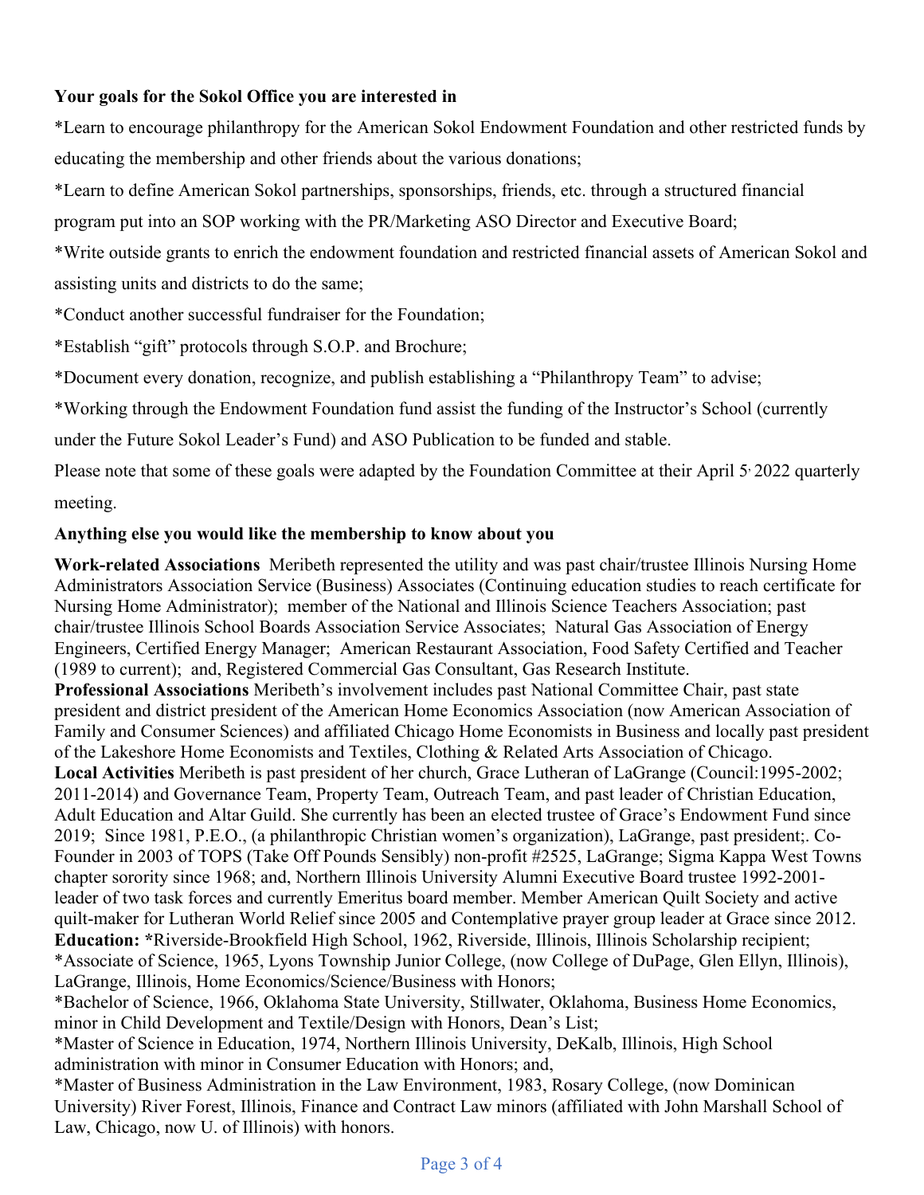**Your goals for the Sokol Office you are interested in**

*Learn to encourage philanthropy for the American Sokol Endowment Foundation and other restricted funds by educating the membership and other friends about the various donations;

*Learn to define American Sokol partnerships, sponsorships, friends, etc. through a structured financial program put into an SOP working with the PR/Marketing ASO Director and Executive Board;

*Write outside grants to enrich the endowment foundation and restricted financial assets of American Sokol and assisting units and districts to do the same;

*Conduct another successful fundraiser for the Foundation;

*Establish "gift" protocols through S.O.P. and Brochure;

*Document every donation, recognize, and publish establishing a "Philanthropy Team" to advise;

*Working through the Endowment Foundation fund assist the funding of the Instructor's School (currently under the Future Sokol Leader's Fund) and ASO Publication to be funded and stable.

Please note that some of these goals were adapted by the Foundation Committee at their April 5, 2022 quarterly meeting.

**Anything else you would like the membership to know about you**

**Work-related Associations** Meribeth represented the utility and was past chair/trustee Illinois Nursing Home Administrators Association Service (Business) Associates (Continuing education studies to reach certificate for Nursing Home Administrator); member of the National and Illinois Science Teachers Association; past chair/trustee Illinois School Boards Association Service Associates; Natural Gas Association of Energy Engineers, Certified Energy Manager; American Restaurant Association, Food Safety Certified and Teacher (1989 to current); and, Registered Commercial Gas Consultant, Gas Research Institute.

**Professional Associations** Meribeth's involvement includes past National Committee Chair, past state president and district president of the American Home Economics Association (now American Association of Family and Consumer Sciences) and affiliated Chicago Home Economists in Business and locally past president of the Lakeshore Home Economists and Textiles, Clothing & Related Arts Association of Chicago.

**Local Activities** Meribeth is past president of her church, Grace Lutheran of LaGrange (Council:1995-2002; 2011-2014) and Governance Team, Property Team, Outreach Team, and past leader of Christian Education, Adult Education and Altar Guild. She currently has been an elected trustee of Grace's Endowment Fund since 2019; Since 1981, P.E.O., (a philanthropic Christian women's organization), LaGrange, past president;. Co-Founder in 2003 of TOPS (Take Off Pounds Sensibly) non-profit #2525, LaGrange; Sigma Kappa West Towns chapter sorority since 1968; and, Northern Illinois University Alumni Executive Board trustee 1992-2001- leader of two task forces and currently Emeritus board member. Member American Quilt Society and active quilt-maker for Lutheran World Relief since 2005 and Contemplative prayer group leader at Grace since 2012.

**Education:** *Riverside-Brookfield High School, 1962, Riverside, Illinois, Illinois Scholarship recipient;

*Associate of Science, 1965, Lyons Township Junior College, (now College of DuPage, Glen Ellyn, Illinois), LaGrange, Illinois, Home Economics/Science/Business with Honors;

*Bachelor of Science, 1966, Oklahoma State University, Stillwater, Oklahoma, Business Home Economics, minor in Child Development and Textile/Design with Honors, Dean's List;

*Master of Science in Education, 1974, Northern Illinois University, DeKalb, Illinois, High School administration with minor in Consumer Education with Honors; and,

*Master of Business Administration in the Law Environment, 1983, Rosary College, (now Dominican University) River Forest, Illinois, Finance and Contract Law minors (affiliated with John Marshall School of Law, Chicago, now U. of Illinois) with honors.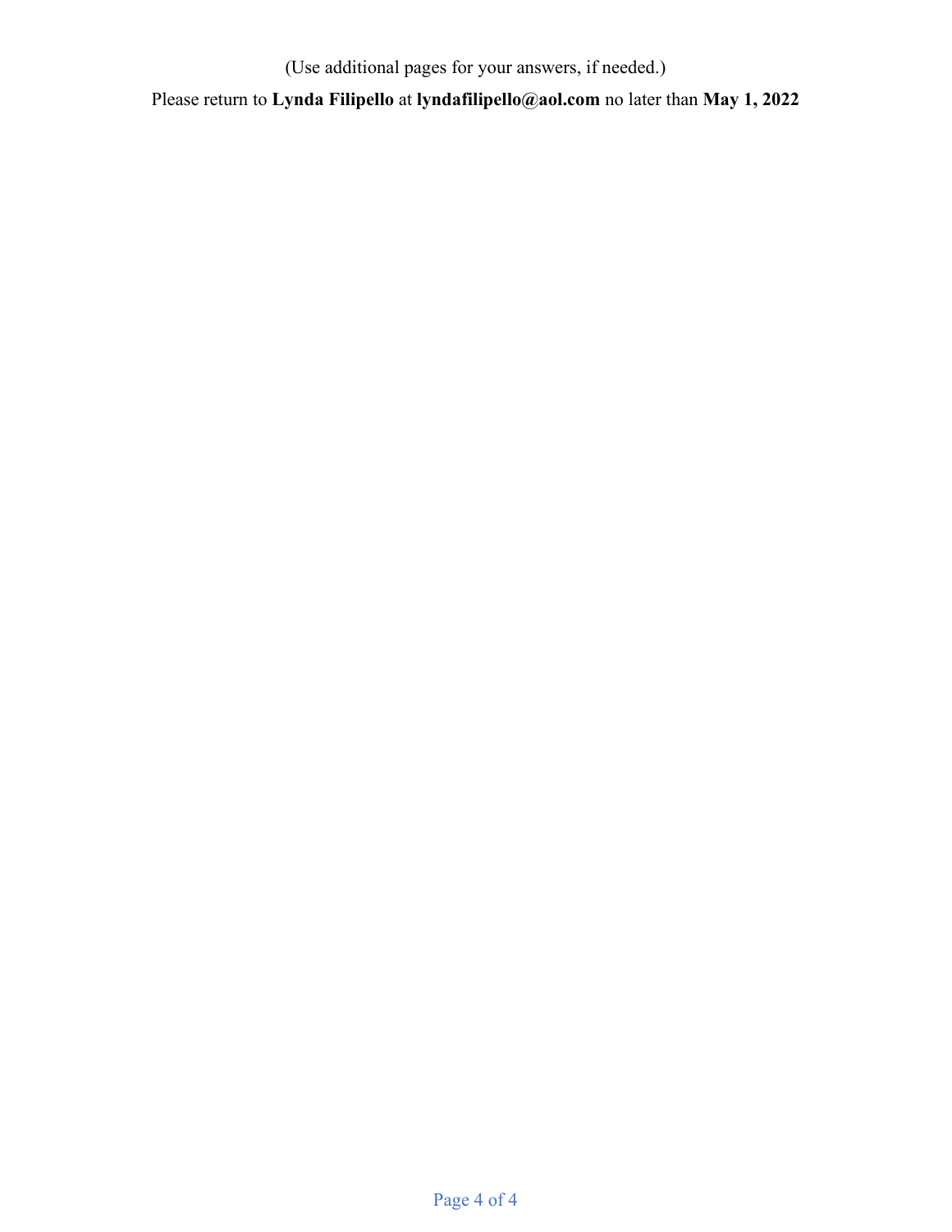(Use additional pages for your answers, if needed.)

Please return to **Lynda Filipello** at **lyndafilipello@aol.com** no later than **May 1, 2022**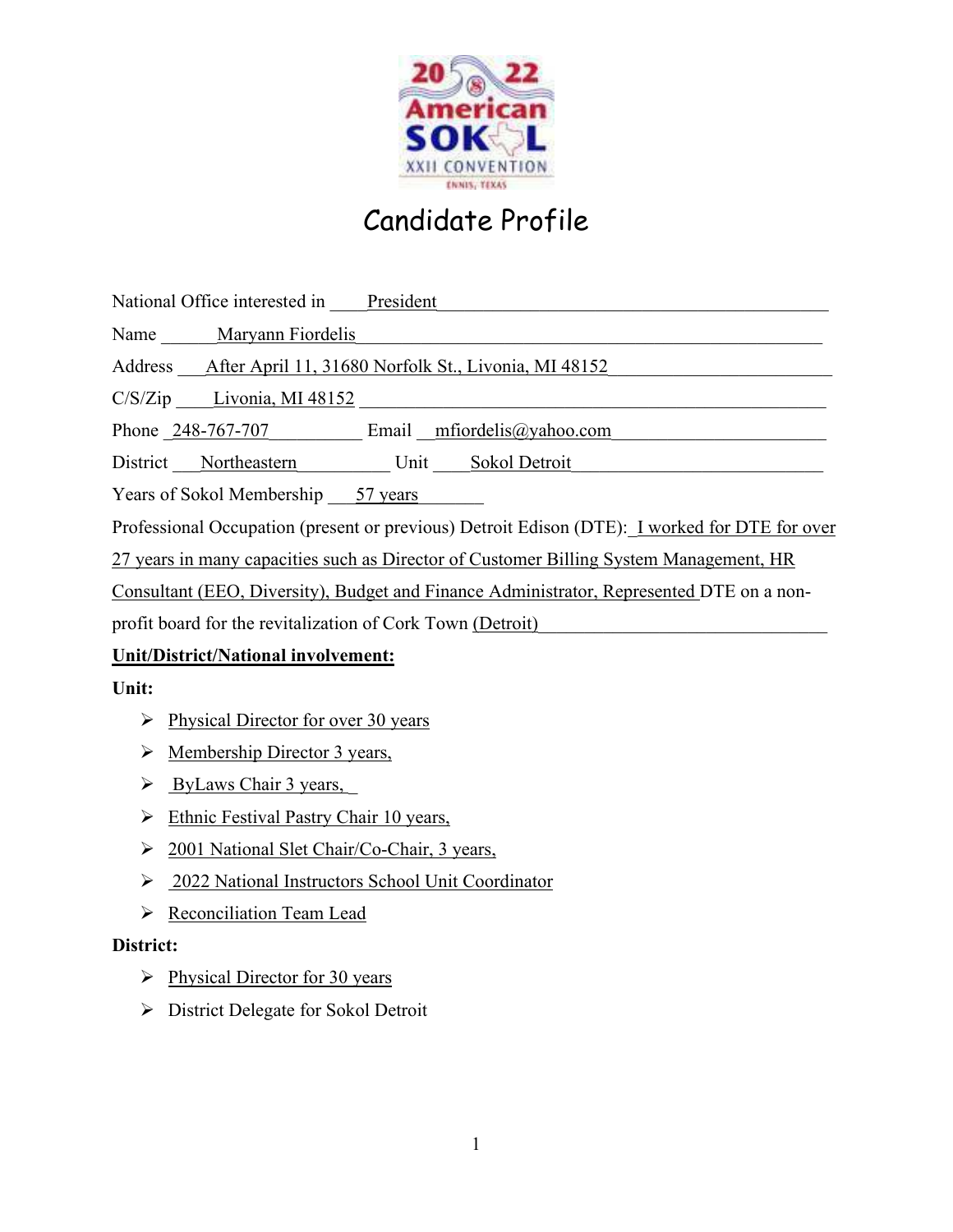# Candidate Profile

National Office interested in President

Name Maryann Fiordelis

Address After April 11, 31680 Norfolk St., Livonia, MI 48152

C/S/Zip Livonia, MI 48152

Phone 248-767-707 Email mfiordelis@yahoo.com

District Northeastern Unit Sokol Detroit

Years of Sokol Membership 57 years

Professional Occupation (present or previous) Detroit Edison (DTE): I worked for DTE for over 27 years in many capacities such as Director of Customer Billing System Management, HR Consultant (EEO, Diversity), Budget and Finance Administrator, Represented DTE on a non-profit board for the revitalization of Cork Town (Detroit)

**Unit/District/National involvement:**

**Unit:**

- Physical Director for over 30 years
- Membership Director 3 years,
- ByLaws Chair 3 years,
- Ethnic Festival Pastry Chair 10 years,
- 2001 National Slet Chair/Co-Chair, 3 years,
- 2022 National Instructors School Unit Coordinator
- Reconciliation Team Lead

**District:**

- Physical Director for 30 years
- District Delegate for Sokol Detroit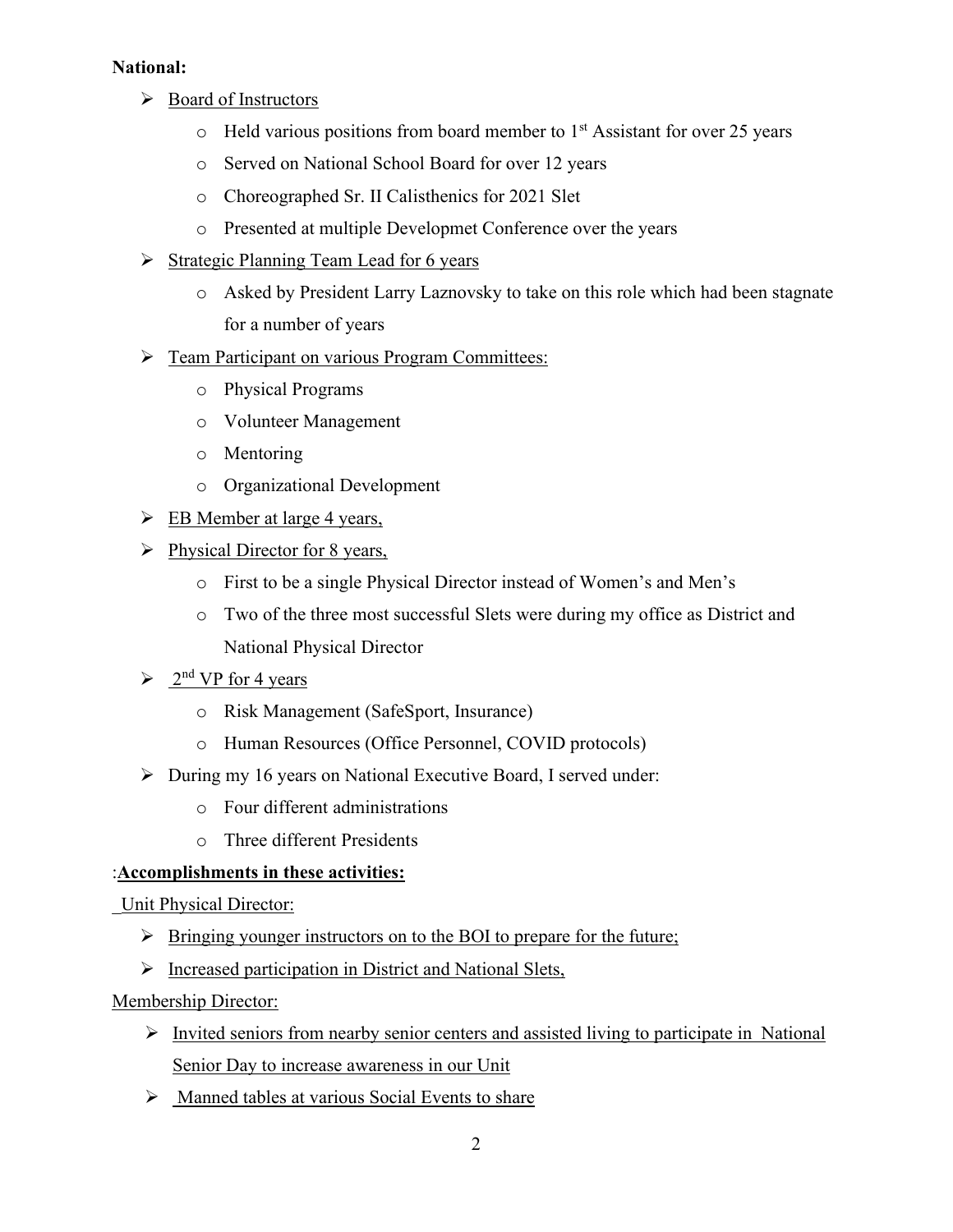**National:**

- Board of Instructors
  - Held various positions from board member to 1st Assistant for over 25 years
  - Served on National School Board for over 12 years
  - Choreographed Sr. II Calisthenics for 2021 Slet
  - Presented at multiple Developmet Conference over the years
- Strategic Planning Team Lead for 6 years
  - Asked by President Larry Laznovsky to take on this role which had been stagnate for a number of years
- Team Participant on various Program Committees:
  - Physical Programs
  - Volunteer Management
  - Mentoring
  - Organizational Development
- EB Member at large 4 years,
- Physical Director for 8 years,
  - First to be a single Physical Director instead of Women's and Men's
  - Two of the three most successful Slets were during my office as District and National Physical Director
- 2nd VP for 4 years
  - Risk Management (SafeSport, Insurance)
  - Human Resources (Office Personnel, COVID protocols)
- During my 16 years on National Executive Board, I served under:
  - Four different administrations
  - Three different Presidents

:**Accomplishments in these activities:**

Unit Physical Director:

- Bringing younger instructors on to the BOI to prepare for the future;
- Increased participation in District and National Slets,

Membership Director:

- Invited seniors from nearby senior centers and assisted living to participate in National Senior Day to increase awareness in our Unit
- Manned tables at various Social Events to share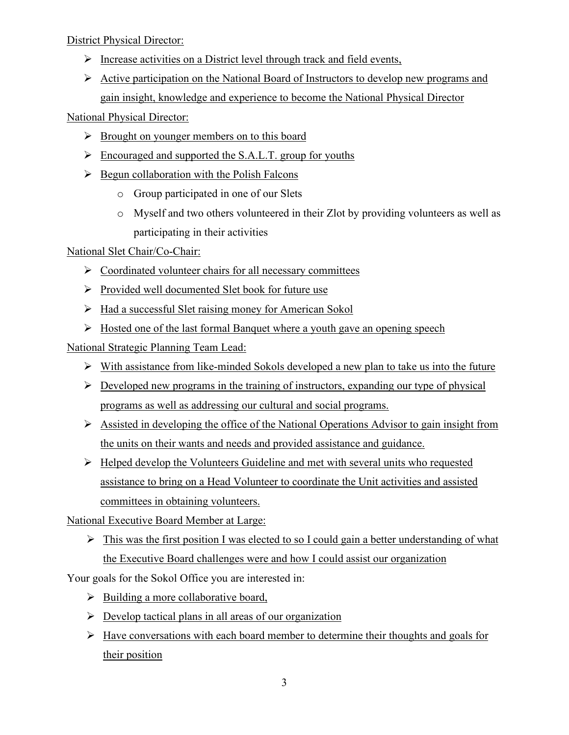District Physical Director:

- Increase activities on a District level through track and field events,
- Active participation on the National Board of Instructors to develop new programs and gain insight, knowledge and experience to become the National Physical Director

National Physical Director:

- Brought on younger members on to this board
- Encouraged and supported the S.A.L.T. group for youths
- Begun collaboration with the Polish Falcons
  - Group participated in one of our Slets
  - Myself and two others volunteered in their Zlot by providing volunteers as well as participating in their activities

National Slet Chair/Co-Chair:

- Coordinated volunteer chairs for all necessary committees
- Provided well documented Slet book for future use
- Had a successful Slet raising money for American Sokol
- Hosted one of the last formal Banquet where a youth gave an opening speech

National Strategic Planning Team Lead:

- With assistance from like-minded Sokols developed a new plan to take us into the future
- Developed new programs in the training of instructors, expanding our type of physical programs as well as addressing our cultural and social programs.
- Assisted in developing the office of the National Operations Advisor to gain insight from the units on their wants and needs and provided assistance and guidance.
- Helped develop the Volunteers Guideline and met with several units who requested assistance to bring on a Head Volunteer to coordinate the Unit activities and assisted committees in obtaining volunteers.

National Executive Board Member at Large:

- This was the first position I was elected to so I could gain a better understanding of what the Executive Board challenges were and how I could assist our organization

Your goals for the Sokol Office you are interested in:

- Building a more collaborative board,
- Develop tactical plans in all areas of our organization
- Have conversations with each board member to determine their thoughts and goals for their position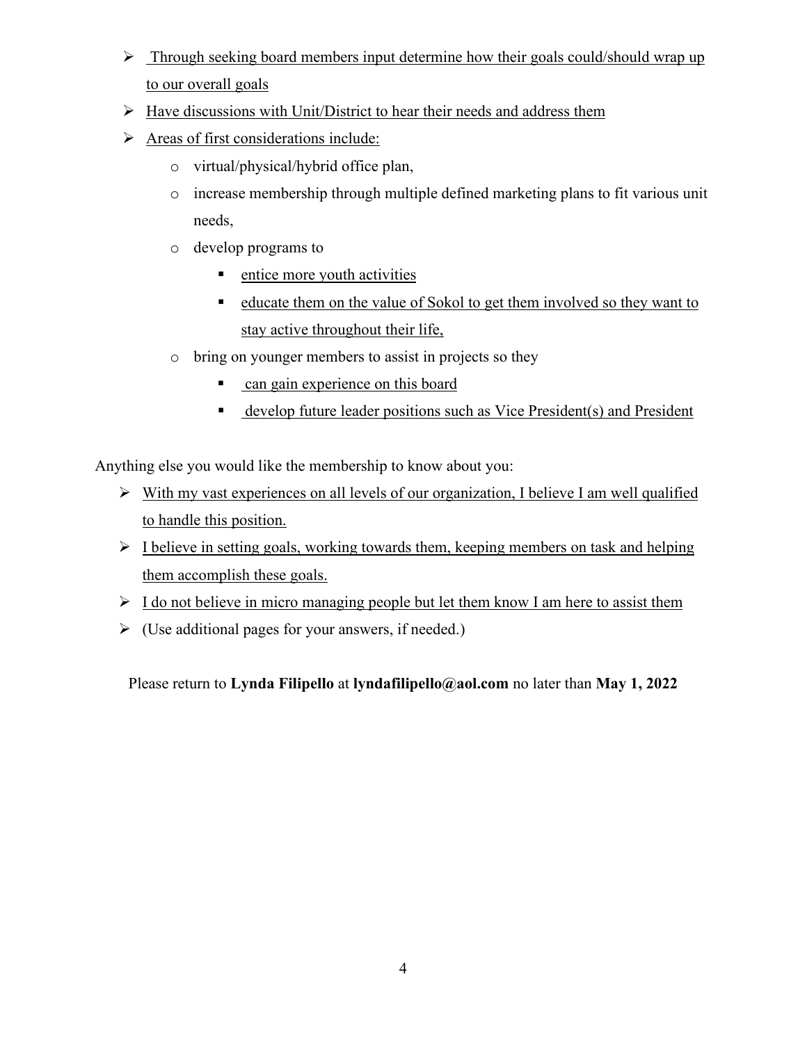- Through seeking board members input determine how their goals could/should wrap up to our overall goals
- Have discussions with Unit/District to hear their needs and address them
- Areas of first considerations include:
  - virtual/physical/hybrid office plan,
  - increase membership through multiple defined marketing plans to fit various unit needs,
  - develop programs to
    - entice more youth activities
    - educate them on the value of Sokol to get them involved so they want to stay active throughout their life,
  - bring on younger members to assist in projects so they
    - can gain experience on this board
    - develop future leader positions such as Vice President(s) and President

Anything else you would like the membership to know about you:

- With my vast experiences on all levels of our organization, I believe I am well qualified to handle this position.
- I believe in setting goals, working towards them, keeping members on task and helping them accomplish these goals.
- I do not believe in micro managing people but let them know I am here to assist them
- (Use additional pages for your answers, if needed.)

Please return to **Lynda Filipello** at **lyndafilipello@aol.com** no later than **May 1, 2022**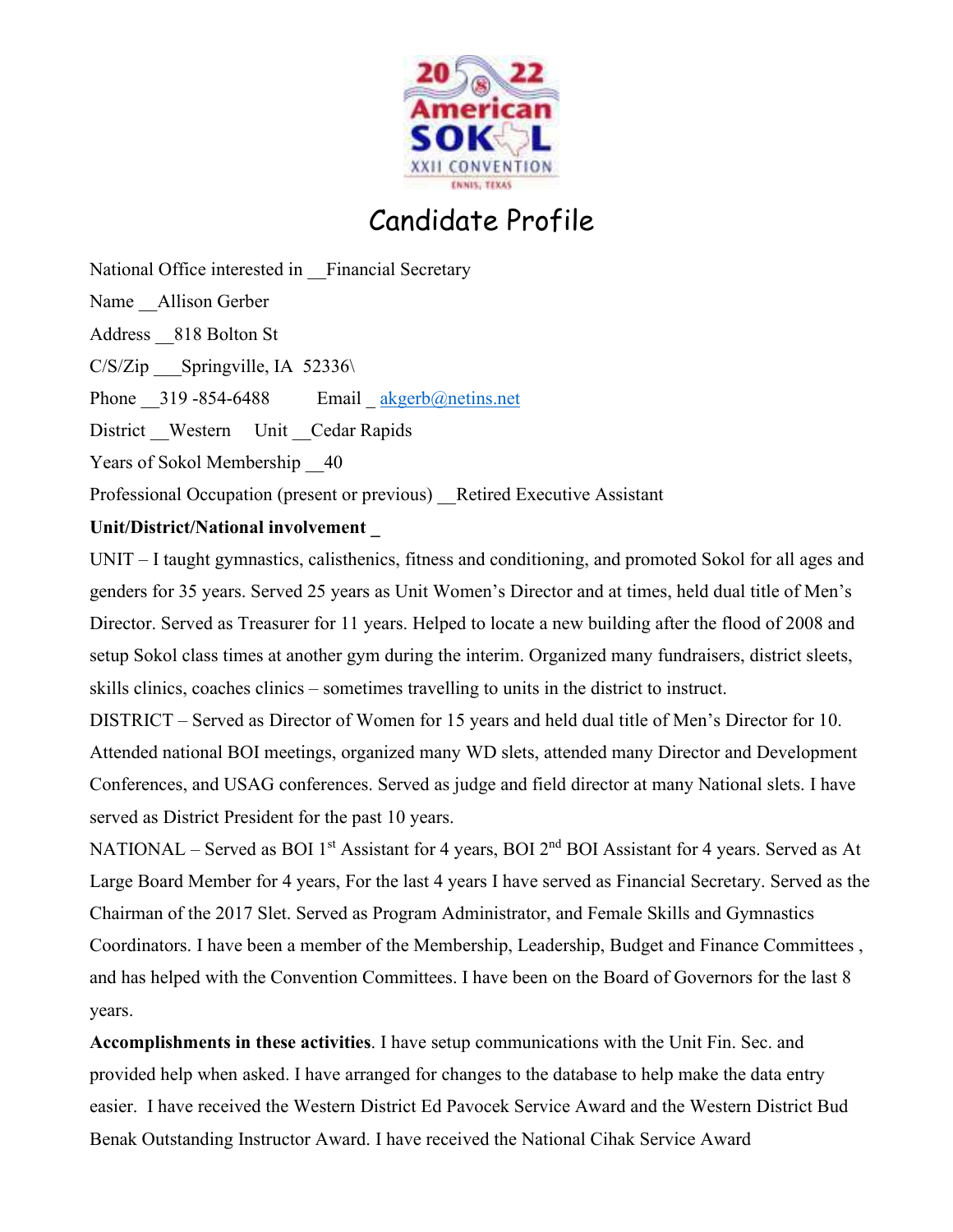# Candidate Profile

National Office interested in __Financial Secretary

Name __Allison Gerber

Address __818 Bolton St

C/S/Zip ___Springville, IA 52336\

Phone __319 -854-6488 Email _ akgerb@netins.net

District __Western Unit __Cedar Rapids

Years of Sokol Membership __40

Professional Occupation (present or previous) __Retired Executive Assistant

**Unit/District/National involvement _**

UNIT – I taught gymnastics, calisthenics, fitness and conditioning, and promoted Sokol for all ages and genders for 35 years. Served 25 years as Unit Women's Director and at times, held dual title of Men's Director. Served as Treasurer for 11 years. Helped to locate a new building after the flood of 2008 and setup Sokol class times at another gym during the interim. Organized many fundraisers, district sleets, skills clinics, coaches clinics – sometimes travelling to units in the district to instruct.

DISTRICT – Served as Director of Women for 15 years and held dual title of Men's Director for 10. Attended national BOI meetings, organized many WD slets, attended many Director and Development Conferences, and USAG conferences. Served as judge and field director at many National slets. I have served as District President for the past 10 years.

NATIONAL – Served as BOI 1st Assistant for 4 years, BOI 2nd BOI Assistant for 4 years. Served as At Large Board Member for 4 years, For the last 4 years I have served as Financial Secretary. Served as the Chairman of the 2017 Slet. Served as Program Administrator, and Female Skills and Gymnastics Coordinators. I have been a member of the Membership, Leadership, Budget and Finance Committees , and has helped with the Convention Committees. I have been on the Board of Governors for the last 8 years.

**Accomplishments in these activities**. I have setup communications with the Unit Fin. Sec. and provided help when asked. I have arranged for changes to the database to help make the data entry easier. I have received the Western District Ed Pavocek Service Award and the Western District Bud Benak Outstanding Instructor Award. I have received the National Cihak Service Award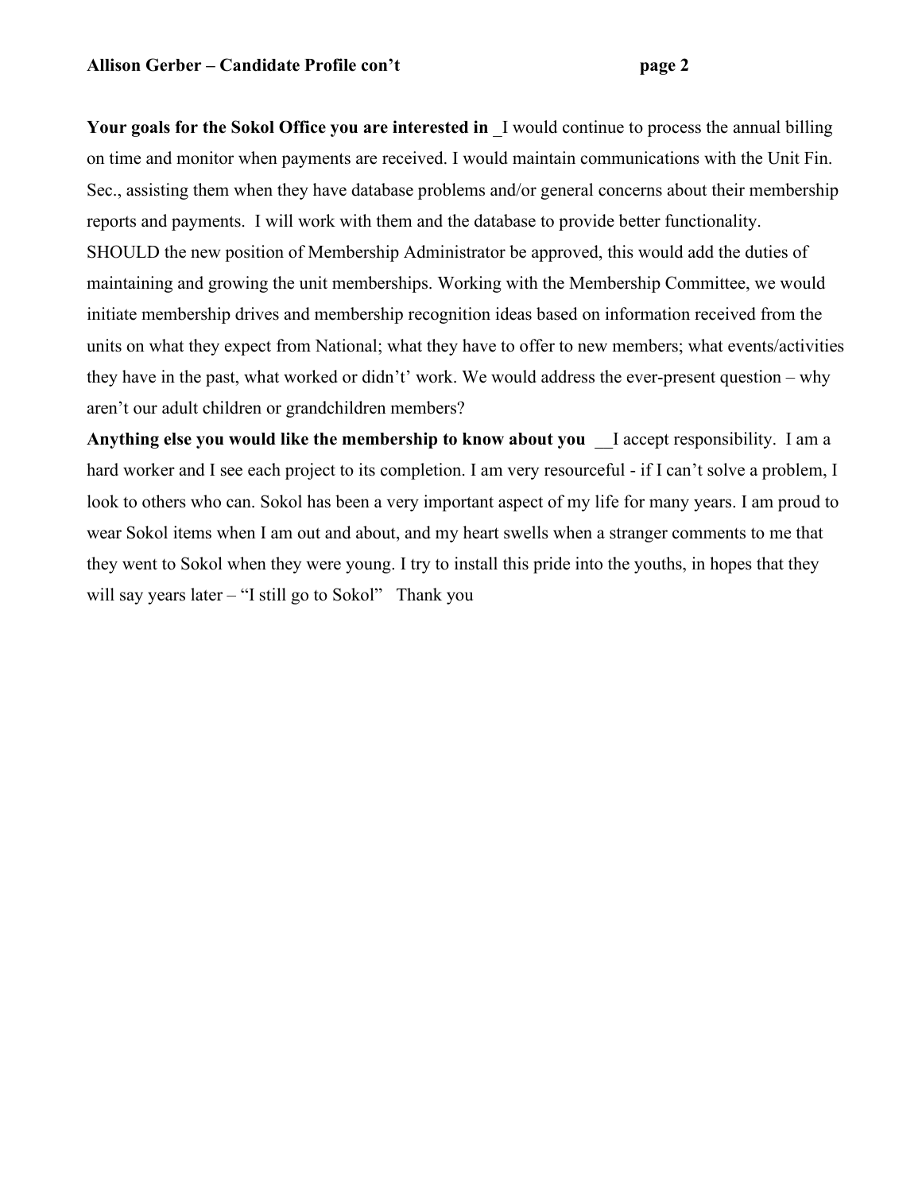**Your goals for the Sokol Office you are interested in** _I would continue to process the annual billing on time and monitor when payments are received. I would maintain communications with the Unit Fin. Sec., assisting them when they have database problems and/or general concerns about their membership reports and payments. I will work with them and the database to provide better functionality. SHOULD the new position of Membership Administrator be approved, this would add the duties of maintaining and growing the unit memberships. Working with the Membership Committee, we would initiate membership drives and membership recognition ideas based on information received from the units on what they expect from National; what they have to offer to new members; what events/activities they have in the past, what worked or didn't' work. We would address the ever-present question – why aren't our adult children or grandchildren members?

**Anything else you would like the membership to know about you** __I accept responsibility. I am a hard worker and I see each project to its completion. I am very resourceful - if I can't solve a problem, I look to others who can. Sokol has been a very important aspect of my life for many years. I am proud to wear Sokol items when I am out and about, and my heart swells when a stranger comments to me that they went to Sokol when they were young. I try to install this pride into the youths, in hopes that they will say years later – "I still go to Sokol" Thank you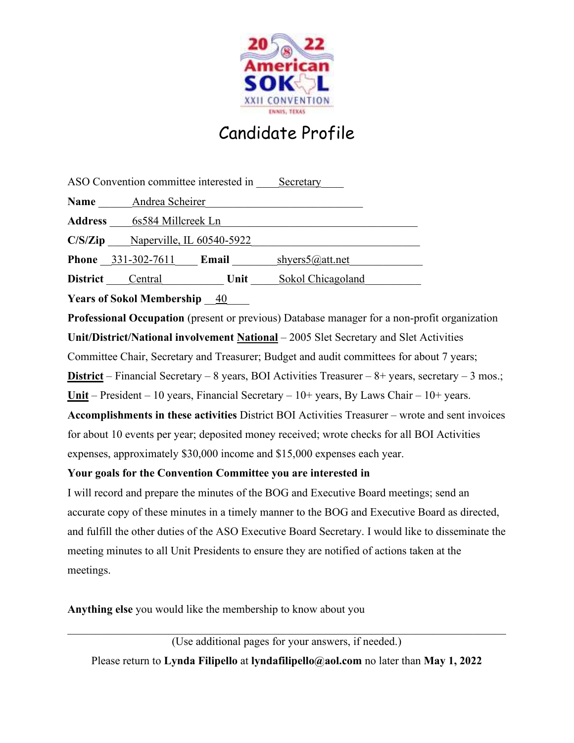# Candidate Profile

ASO Convention committee interested in Secretary

**Name** Andrea Scheirer

**Address** 6s584 Millcreek Ln

**C/S/Zip** Naperville, IL 60540-5922

**Phone** 331-302-7611 **Email** shyers5@att.net

**District** Central **Unit** Sokol Chicagoland

**Years of Sokol Membership** 40

**Professional Occupation** (present or previous) Database manager for a non-profit organization

**Unit/District/National involvement** **National** – 2005 Slet Secretary and Slet Activities Committee Chair, Secretary and Treasurer; Budget and audit committees for about 7 years; **District** – Financial Secretary – 8 years, BOI Activities Treasurer – 8+ years, secretary – 3 mos.; **Unit** – President – 10 years, Financial Secretary – 10+ years, By Laws Chair – 10+ years.

**Accomplishments in these activities** District BOI Activities Treasurer – wrote and sent invoices for about 10 events per year; deposited money received; wrote checks for all BOI Activities expenses, approximately $30,000 income and $15,000 expenses each year.

**Your goals for the Convention Committee you are interested in**

I will record and prepare the minutes of the BOG and Executive Board meetings; send an accurate copy of these minutes in a timely manner to the BOG and Executive Board as directed, and fulfill the other duties of the ASO Executive Board Secretary. I would like to disseminate the meeting minutes to all Unit Presidents to ensure they are notified of actions taken at the meetings.

**Anything else** you would like the membership to know about you

(Use additional pages for your answers, if needed.)

Please return to **Lynda Filipello** at **lyndafilipello@aol.com** no later than **May 1, 2022**